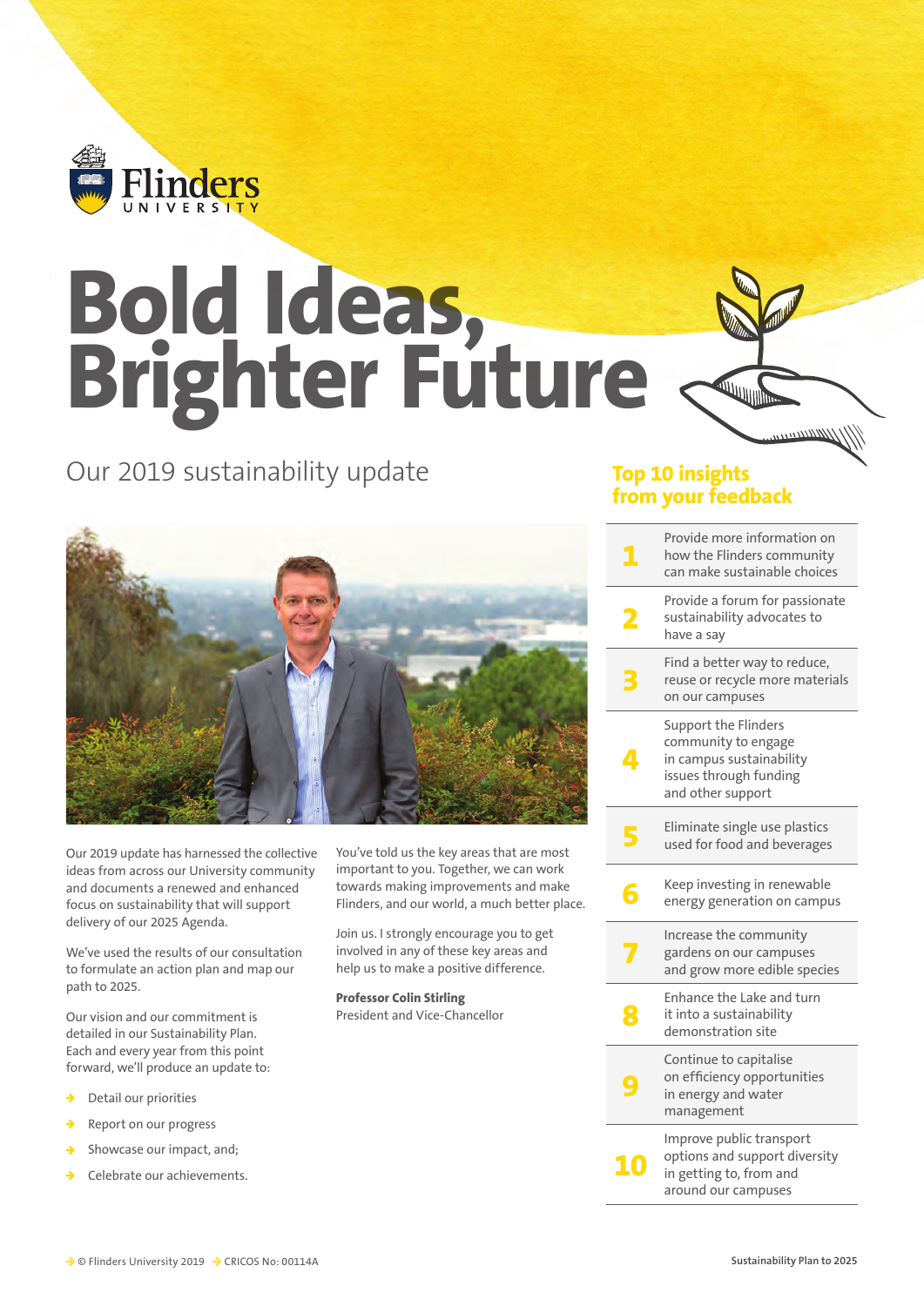Flinders UNIVERSITY

# Bold Ideas, Brighter Future

## Our 2019 sustainability update

Our 2019 update has harnessed the collective ideas from across our University community and documents a renewed and enhanced focus on sustainability that will support delivery of our 2025 Agenda.

We've used the results of our consultation to formulate an action plan and map our path to 2025.

Our vision and our commitment is detailed in our Sustainability Plan. Each and every year from this point forward, we'll produce an update to:

- Detail our priorities
- Report on our progress
- Showcase our impact, and;
- Celebrate our achievements.

You've told us the key areas that are most important to you. Together, we can work towards making improvements and make Flinders, and our world, a much better place.

Join us. I strongly encourage you to get involved in any of these key areas and help us to make a positive difference.

**Professor Colin Stirling**
President and Vice-Chancellor

## Top 10 insights from your feedback

| | |
|---|---|
| 1 | Provide more information on how the Flinders community can make sustainable choices |
| 2 | Provide a forum for passionate sustainability advocates to have a say |
| 3 | Find a better way to reduce, reuse or recycle more materials on our campuses |
| 4 | Support the Flinders community to engage in campus sustainability issues through funding and other support |
| 5 | Eliminate single use plastics used for food and beverages |
| 6 | Keep investing in renewable energy generation on campus |
| 7 | Increase the community gardens on our campuses and grow more edible species |
| 8 | Enhance the Lake and turn it into a sustainability demonstration site |
| 9 | Continue to capitalise on efficiency opportunities in energy and water management |
| 10 | Improve public transport options and support diversity in getting to, from and around our campuses |

© Flinders University 2019 CRICOS No: 00114A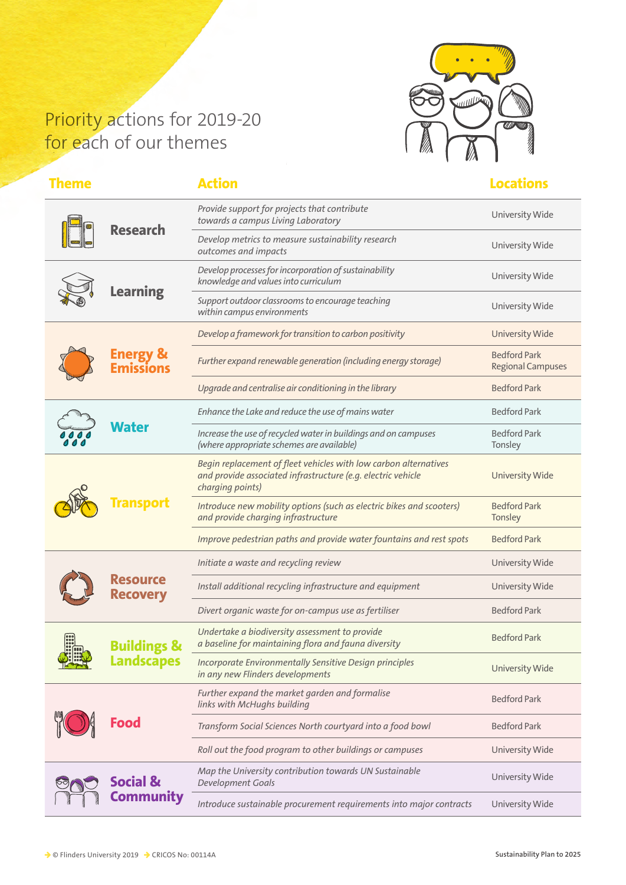# Priority actions for 2019-20 for each of our themes

| Theme | Action | Locations |
|---|---|---|
| Research | *Provide support for projects that contribute towards a campus Living Laboratory* | University Wide |
| | *Develop metrics to measure sustainability research outcomes and impacts* | University Wide |
| Learning | *Develop processes for incorporation of sustainability knowledge and values into curriculum* | University Wide |
| | *Support outdoor classrooms to encourage teaching within campus environments* | University Wide |
| Energy & Emissions | *Develop a framework for transition to carbon positivity* | University Wide |
| | *Further expand renewable generation (including energy storage)* | Bedford Park<br>Regional Campuses |
| | *Upgrade and centralise air conditioning in the library* | Bedford Park |
| Water | *Enhance the Lake and reduce the use of mains water* | Bedford Park |
| | *Increase the use of recycled water in buildings and on campuses (where appropriate schemes are available)* | Bedford Park<br>Tonsley |
| Transport | *Begin replacement of fleet vehicles with low carbon alternatives and provide associated infrastructure (e.g. electric vehicle charging points)* | University Wide |
| | *Introduce new mobility options (such as electric bikes and scooters) and provide charging infrastructure* | Bedford Park<br>Tonsley |
| | *Improve pedestrian paths and provide water fountains and rest spots* | Bedford Park |
| Resource Recovery | *Initiate a waste and recycling review* | University Wide |
| | *Install additional recycling infrastructure and equipment* | University Wide |
| | *Divert organic waste for on-campus use as fertiliser* | Bedford Park |
| Buildings & Landscapes | *Undertake a biodiversity assessment to provide a baseline for maintaining flora and fauna diversity* | Bedford Park |
| | *Incorporate Environmentally Sensitive Design principles in any new Flinders developments* | University Wide |
| Food | *Further expand the market garden and formalise links with McHughs building* | Bedford Park |
| | *Transform Social Sciences North courtyard into a food bowl* | Bedford Park |
| | *Roll out the food program to other buildings or campuses* | University Wide |
| Social & Community | *Map the University contribution towards UN Sustainable Development Goals* | University Wide |
| | *Introduce sustainable procurement requirements into major contracts* | University Wide |

© Flinders University 2019 → CRICOS No: 00114A